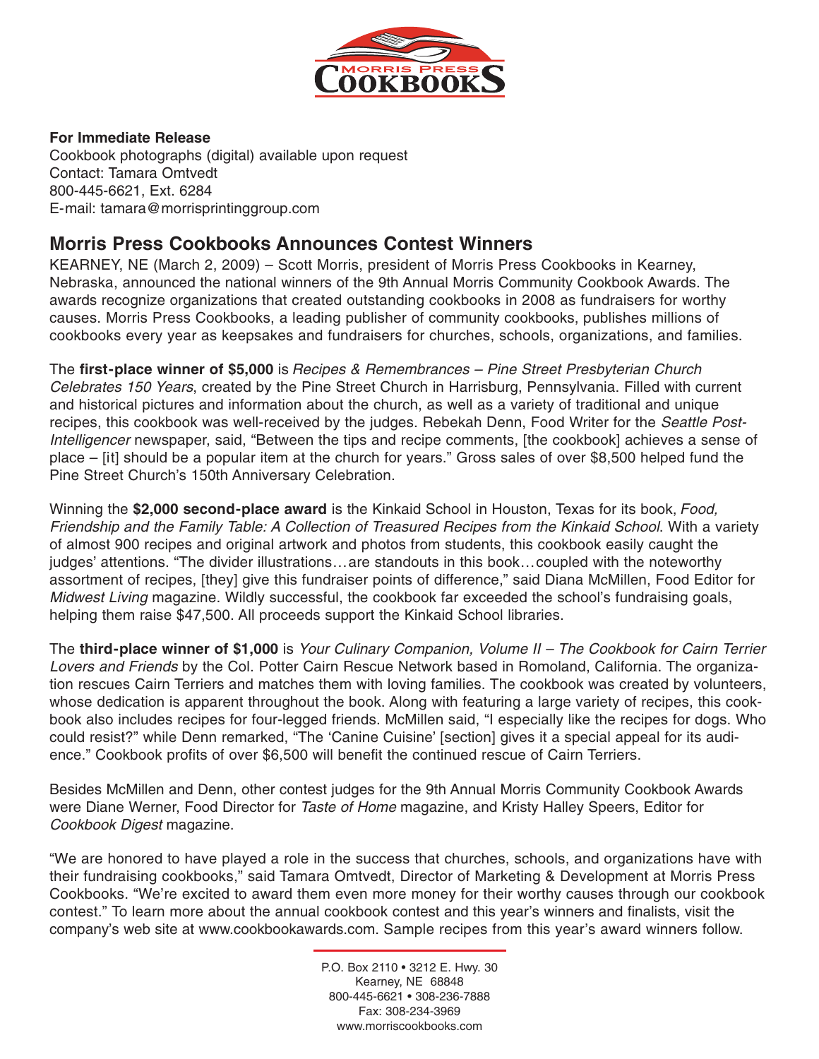MORRIS PRESS COOKBOOKS

**For Immediate Release**
Cookbook photographs (digital) available upon request
Contact: Tamara Omtvedt
800-445-6621, Ext. 6284
E-mail: tamara@morrisprintinggroup.com

## Morris Press Cookbooks Announces Contest Winners

KEARNEY, NE (March 2, 2009) – Scott Morris, president of Morris Press Cookbooks in Kearney, Nebraska, announced the national winners of the 9th Annual Morris Community Cookbook Awards. The awards recognize organizations that created outstanding cookbooks in 2008 as fundraisers for worthy causes. Morris Press Cookbooks, a leading publisher of community cookbooks, publishes millions of cookbooks every year as keepsakes and fundraisers for churches, schools, organizations, and families.

The **first-place winner of $5,000** is *Recipes & Remembrances – Pine Street Presbyterian Church Celebrates 150 Years*, created by the Pine Street Church in Harrisburg, Pennsylvania. Filled with current and historical pictures and information about the church, as well as a variety of traditional and unique recipes, this cookbook was well-received by the judges. Rebekah Denn, Food Writer for the *Seattle Post-Intelligencer* newspaper, said, "Between the tips and recipe comments, [the cookbook] achieves a sense of place – [it] should be a popular item at the church for years." Gross sales of over $8,500 helped fund the Pine Street Church's 150th Anniversary Celebration.

Winning the **$2,000 second-place award** is the Kinkaid School in Houston, Texas for its book, *Food, Friendship and the Family Table: A Collection of Treasured Recipes from the Kinkaid School*. With a variety of almost 900 recipes and original artwork and photos from students, this cookbook easily caught the judges' attentions. "The divider illustrations…are standouts in this book…coupled with the noteworthy assortment of recipes, [they] give this fundraiser points of difference," said Diana McMillen, Food Editor for *Midwest Living* magazine. Wildly successful, the cookbook far exceeded the school's fundraising goals, helping them raise $47,500. All proceeds support the Kinkaid School libraries.

The **third-place winner of $1,000** is *Your Culinary Companion, Volume II – The Cookbook for Cairn Terrier Lovers and Friends* by the Col. Potter Cairn Rescue Network based in Romoland, California. The organization rescues Cairn Terriers and matches them with loving families. The cookbook was created by volunteers, whose dedication is apparent throughout the book. Along with featuring a large variety of recipes, this cookbook also includes recipes for four-legged friends. McMillen said, "I especially like the recipes for dogs. Who could resist?" while Denn remarked, "The 'Canine Cuisine' [section] gives it a special appeal for its audience." Cookbook profits of over $6,500 will benefit the continued rescue of Cairn Terriers.

Besides McMillen and Denn, other contest judges for the 9th Annual Morris Community Cookbook Awards were Diane Werner, Food Director for *Taste of Home* magazine, and Kristy Halley Speers, Editor for *Cookbook Digest* magazine.

"We are honored to have played a role in the success that churches, schools, and organizations have with their fundraising cookbooks," said Tamara Omtvedt, Director of Marketing & Development at Morris Press Cookbooks. "We're excited to award them even more money for their worthy causes through our cookbook contest." To learn more about the annual cookbook contest and this year's winners and finalists, visit the company's web site at www.cookbookawards.com. Sample recipes from this year's award winners follow.

P.O. Box 2110 • 3212 E. Hwy. 30
Kearney, NE 68848
800-445-6621 • 308-236-7888
Fax: 308-234-3969
www.morriscookbooks.com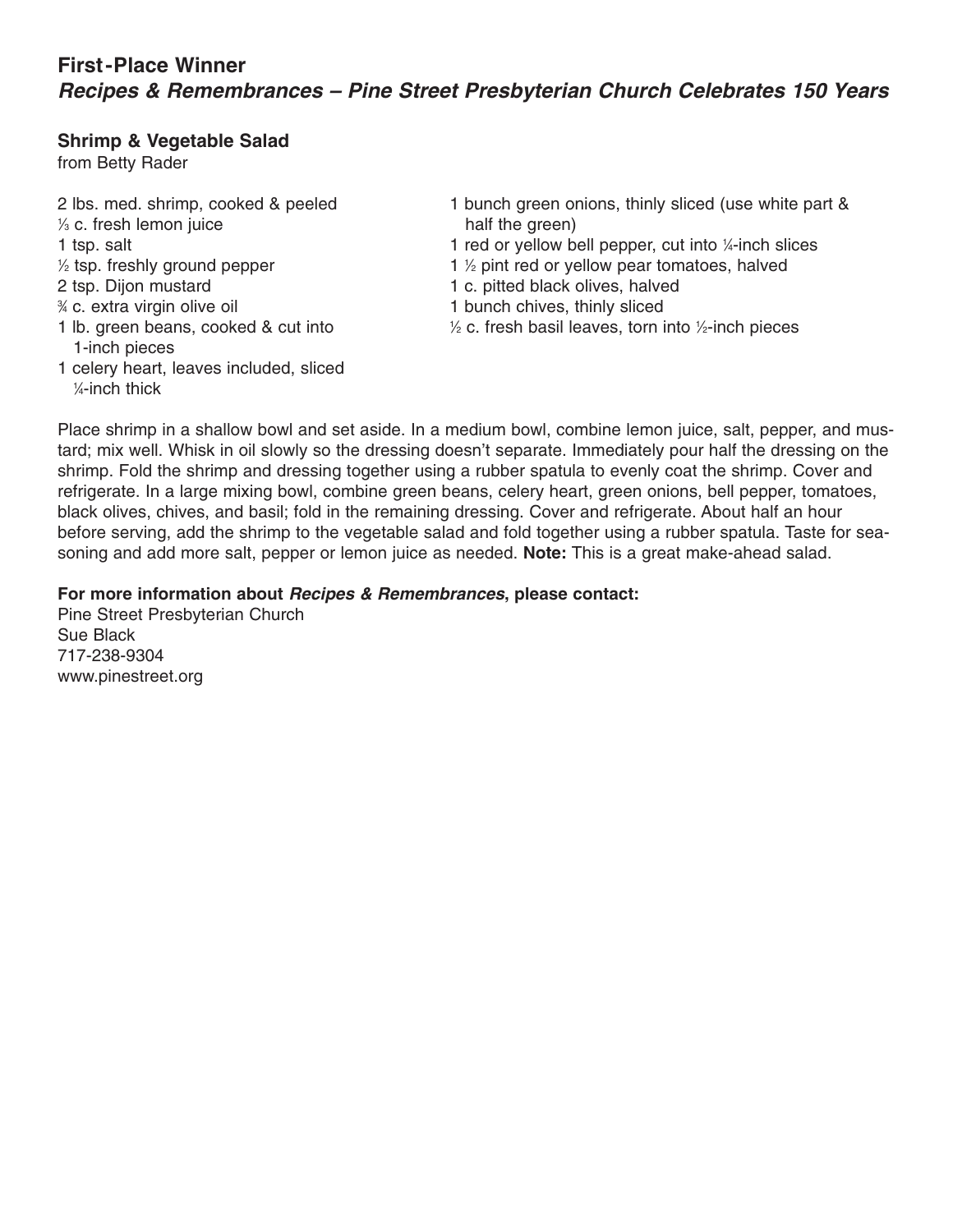## First-Place Winner
### *Recipes & Remembrances – Pine Street Presbyterian Church Celebrates 150 Years*

**Shrimp & Vegetable Salad**
from Betty Rader

- 2 lbs. med. shrimp, cooked & peeled
- ⅓ c. fresh lemon juice
- 1 tsp. salt
- ½ tsp. freshly ground pepper
- 2 tsp. Dijon mustard
- ¾ c. extra virgin olive oil
- 1 lb. green beans, cooked & cut into 1-inch pieces
- 1 celery heart, leaves included, sliced ¼-inch thick
- 1 bunch green onions, thinly sliced (use white part & half the green)
- 1 red or yellow bell pepper, cut into ¼-inch slices
- 1 ½ pint red or yellow pear tomatoes, halved
- 1 c. pitted black olives, halved
- 1 bunch chives, thinly sliced
- ½ c. fresh basil leaves, torn into ½-inch pieces

Place shrimp in a shallow bowl and set aside. In a medium bowl, combine lemon juice, salt, pepper, and mustard; mix well. Whisk in oil slowly so the dressing doesn't separate. Immediately pour half the dressing on the shrimp. Fold the shrimp and dressing together using a rubber spatula to evenly coat the shrimp. Cover and refrigerate. In a large mixing bowl, combine green beans, celery heart, green onions, bell pepper, tomatoes, black olives, chives, and basil; fold in the remaining dressing. Cover and refrigerate. About half an hour before serving, add the shrimp to the vegetable salad and fold together using a rubber spatula. Taste for seasoning and add more salt, pepper or lemon juice as needed. **Note:** This is a great make-ahead salad.

**For more information about *Recipes & Remembrances*, please contact:**
Pine Street Presbyterian Church
Sue Black
717-238-9304
www.pinestreet.org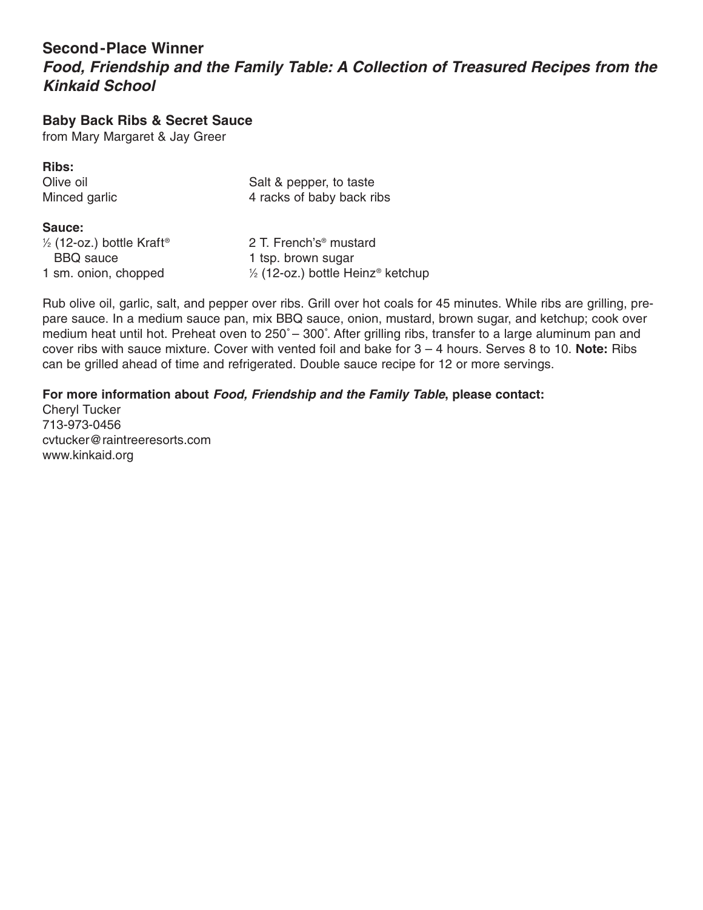## Second-Place Winner

## *Food, Friendship and the Family Table: A Collection of Treasured Recipes from the Kinkaid School*

### Baby Back Ribs & Secret Sauce

from Mary Margaret & Jay Greer

**Ribs:**

- Olive oil
- Minced garlic
- Salt & pepper, to taste
- 4 racks of baby back ribs

**Sauce:**

- ½ (12-oz.) bottle Kraft® BBQ sauce
- 1 sm. onion, chopped
- 2 T. French's® mustard
- 1 tsp. brown sugar
- ½ (12-oz.) bottle Heinz® ketchup

Rub olive oil, garlic, salt, and pepper over ribs. Grill over hot coals for 45 minutes. While ribs are grilling, prepare sauce. In a medium sauce pan, mix BBQ sauce, onion, mustard, brown sugar, and ketchup; cook over medium heat until hot. Preheat oven to 250˚– 300˚. After grilling ribs, transfer to a large aluminum pan and cover ribs with sauce mixture. Cover with vented foil and bake for 3 – 4 hours. Serves 8 to 10. **Note:** Ribs can be grilled ahead of time and refrigerated. Double sauce recipe for 12 or more servings.

**For more information about *Food, Friendship and the Family Table*, please contact:**

Cheryl Tucker
713-973-0456
cvtucker@raintreeresorts.com
www.kinkaid.org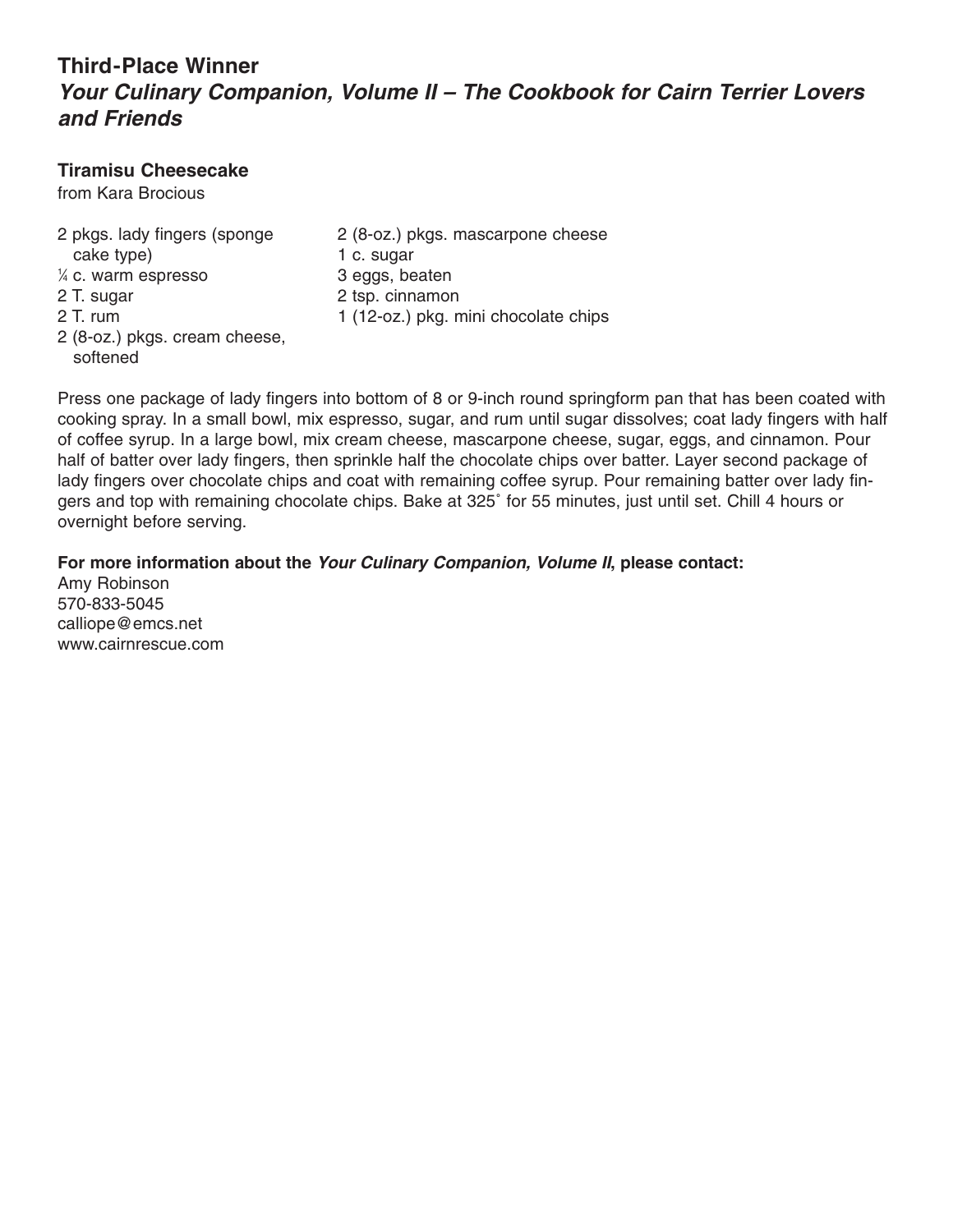## Third-Place Winner

## *Your Culinary Companion, Volume II – The Cookbook for Cairn Terrier Lovers and Friends*

### Tiramisu Cheesecake

from Kara Brocious

- 2 pkgs. lady fingers (sponge cake type)
- ¼ c. warm espresso
- 2 T. sugar
- 2 T. rum
- 2 (8-oz.) pkgs. cream cheese, softened
- 2 (8-oz.) pkgs. mascarpone cheese
- 1 c. sugar
- 3 eggs, beaten
- 2 tsp. cinnamon
- 1 (12-oz.) pkg. mini chocolate chips

Press one package of lady fingers into bottom of 8 or 9-inch round springform pan that has been coated with cooking spray. In a small bowl, mix espresso, sugar, and rum until sugar dissolves; coat lady fingers with half of coffee syrup. In a large bowl, mix cream cheese, mascarpone cheese, sugar, eggs, and cinnamon. Pour half of batter over lady fingers, then sprinkle half the chocolate chips over batter. Layer second package of lady fingers over chocolate chips and coat with remaining coffee syrup. Pour remaining batter over lady fingers and top with remaining chocolate chips. Bake at 325˚ for 55 minutes, just until set. Chill 4 hours or overnight before serving.

**For more information about the *Your Culinary Companion, Volume II*, please contact:**

Amy Robinson
570-833-5045
calliope@emcs.net
www.cairnrescue.com